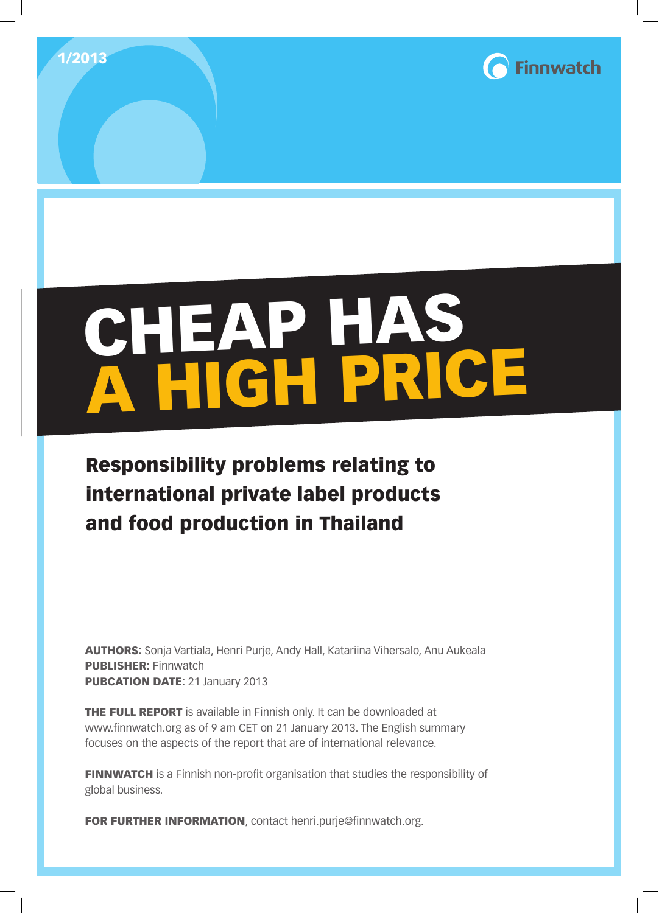1/2013

Finnwatch

# CHEAP HAS A HIGH PRICE

## Responsibility problems relating to international private label products and food production in Thailand

**AUTHORS:** Sonja Vartiala, Henri Purje, Andy Hall, Katariina Vihersalo, Anu Aukeala
**PUBLISHER:** Finnwatch
**PUBCATION DATE:** 21 January 2013

**THE FULL REPORT** is available in Finnish only. It can be downloaded at www.finnwatch.org as of 9 am CET on 21 January 2013. The English summary focuses on the aspects of the report that are of international relevance.

**FINNWATCH** is a Finnish non-profit organisation that studies the responsibility of global business.

**FOR FURTHER INFORMATION**, contact henri.purje@finnwatch.org.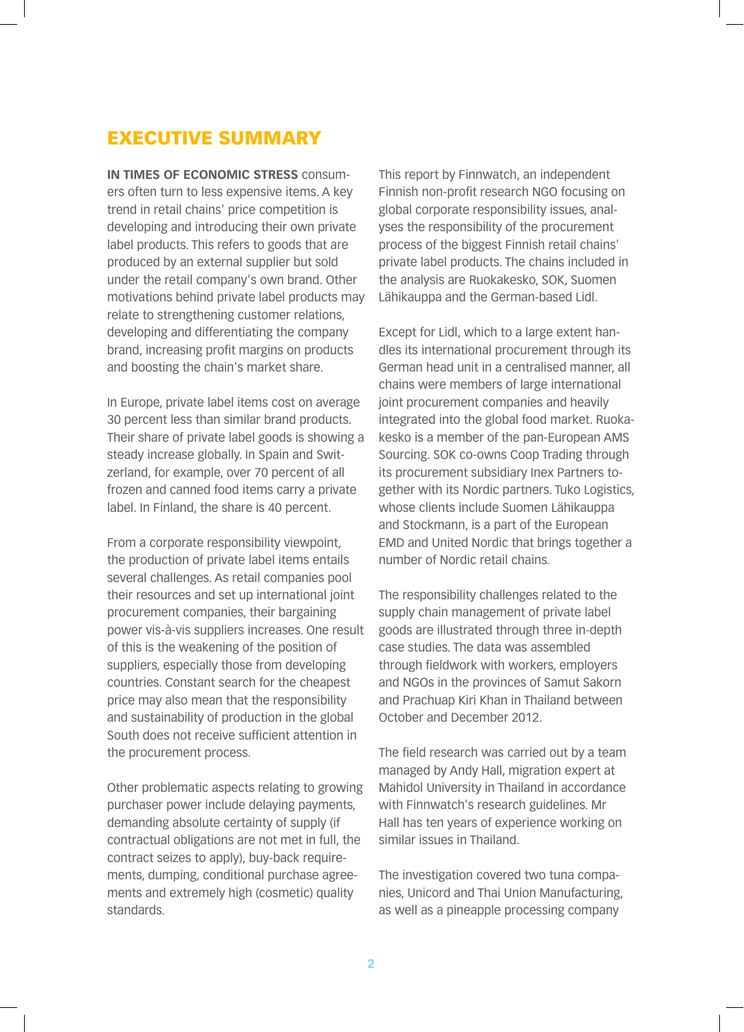# EXECUTIVE SUMMARY

**IN TIMES OF ECONOMIC STRESS** consumers often turn to less expensive items. A key trend in retail chains' price competition is developing and introducing their own private label products. This refers to goods that are produced by an external supplier but sold under the retail company's own brand. Other motivations behind private label products may relate to strengthening customer relations, developing and differentiating the company brand, increasing profit margins on products and boosting the chain's market share.

In Europe, private label items cost on average 30 percent less than similar brand products. Their share of private label goods is showing a steady increase globally. In Spain and Switzerland, for example, over 70 percent of all frozen and canned food items carry a private label. In Finland, the share is 40 percent.

From a corporate responsibility viewpoint, the production of private label items entails several challenges. As retail companies pool their resources and set up international joint procurement companies, their bargaining power vis-à-vis suppliers increases. One result of this is the weakening of the position of suppliers, especially those from developing countries. Constant search for the cheapest price may also mean that the responsibility and sustainability of production in the global South does not receive sufficient attention in the procurement process.

Other problematic aspects relating to growing purchaser power include delaying payments, demanding absolute certainty of supply (if contractual obligations are not met in full, the contract seizes to apply), buy-back requirements, dumping, conditional purchase agreements and extremely high (cosmetic) quality standards.

This report by Finnwatch, an independent Finnish non-profit research NGO focusing on global corporate responsibility issues, analyses the responsibility of the procurement process of the biggest Finnish retail chains' private label products. The chains included in the analysis are Ruokakesko, SOK, Suomen Lähikauppa and the German-based Lidl.

Except for Lidl, which to a large extent handles its international procurement through its German head unit in a centralised manner, all chains were members of large international joint procurement companies and heavily integrated into the global food market. Ruokakesko is a member of the pan-European AMS Sourcing. SOK co-owns Coop Trading through its procurement subsidiary Inex Partners together with its Nordic partners. Tuko Logistics, whose clients include Suomen Lähikauppa and Stockmann, is a part of the European EMD and United Nordic that brings together a number of Nordic retail chains.

The responsibility challenges related to the supply chain management of private label goods are illustrated through three in-depth case studies. The data was assembled through fieldwork with workers, employers and NGOs in the provinces of Samut Sakorn and Prachuap Kiri Khan in Thailand between October and December 2012.

The field research was carried out by a team managed by Andy Hall, migration expert at Mahidol University in Thailand in accordance with Finnwatch's research guidelines. Mr Hall has ten years of experience working on similar issues in Thailand.

The investigation covered two tuna companies, Unicord and Thai Union Manufacturing, as well as a pineapple processing company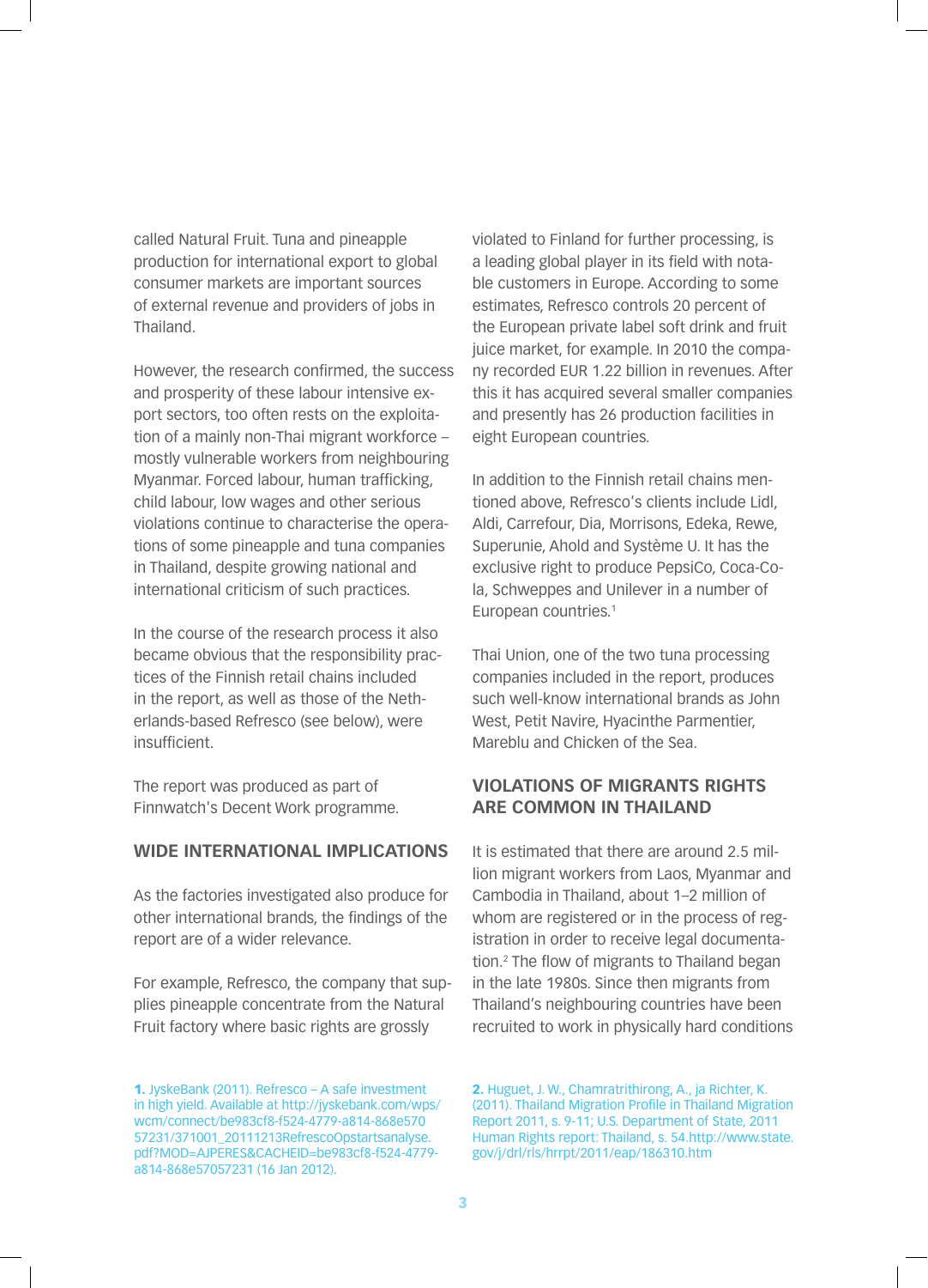called Natural Fruit. Tuna and pineapple production for international export to global consumer markets are important sources of external revenue and providers of jobs in Thailand.

However, the research confirmed, the success and prosperity of these labour intensive export sectors, too often rests on the exploitation of a mainly non-Thai migrant workforce – mostly vulnerable workers from neighbouring Myanmar. Forced labour, human trafficking, child labour, low wages and other serious violations continue to characterise the operations of some pineapple and tuna companies in Thailand, despite growing national and international criticism of such practices.

In the course of the research process it also became obvious that the responsibility practices of the Finnish retail chains included in the report, as well as those of the Netherlands-based Refresco (see below), were insufficient.

The report was produced as part of Finnwatch's Decent Work programme.

## WIDE INTERNATIONAL IMPLICATIONS

As the factories investigated also produce for other international brands, the findings of the report are of a wider relevance.

For example, Refresco, the company that supplies pineapple concentrate from the Natural Fruit factory where basic rights are grossly violated to Finland for further processing, is a leading global player in its field with notable customers in Europe. According to some estimates, Refresco controls 20 percent of the European private label soft drink and fruit juice market, for example. In 2010 the company recorded EUR 1.22 billion in revenues. After this it has acquired several smaller companies and presently has 26 production facilities in eight European countries.

In addition to the Finnish retail chains mentioned above, Refresco's clients include Lidl, Aldi, Carrefour, Dia, Morrisons, Edeka, Rewe, Superunie, Ahold and Système U. It has the exclusive right to produce PepsiCo, Coca-Cola, Schweppes and Unilever in a number of European countries.[1]

Thai Union, one of the two tuna processing companies included in the report, produces such well-know international brands as John West, Petit Navire, Hyacinthe Parmentier, Mareblu and Chicken of the Sea.

## VIOLATIONS OF MIGRANTS RIGHTS ARE COMMON IN THAILAND

It is estimated that there are around 2.5 million migrant workers from Laos, Myanmar and Cambodia in Thailand, about 1–2 million of whom are registered or in the process of registration in order to receive legal documentation.[2] The flow of migrants to Thailand began in the late 1980s. Since then migrants from Thailand's neighbouring countries have been recruited to work in physically hard conditions

---

**1.** JyskeBank (2011). Refresco – A safe investment in high yield. Available at http://jyskebank.com/wps/wcm/connect/be983cf8-f524-4779-a814-868e57057231/371001_20111213RefrescoOpstartsanalyse.pdf?MOD=AJPERES&CACHEID=be983cf8-f524-4779-a814-868e57057231 (16 Jan 2012).

**2.** Huguet, J. W., Chamratrithirong, A., ja Richter, K. (2011). Thailand Migration Profile in Thailand Migration Report 2011, s. 9-11; U.S. Department of State, 2011 Human Rights report: Thailand, s. 54.http://www.state.gov/j/drl/rls/hrrpt/2011/eap/186310.htm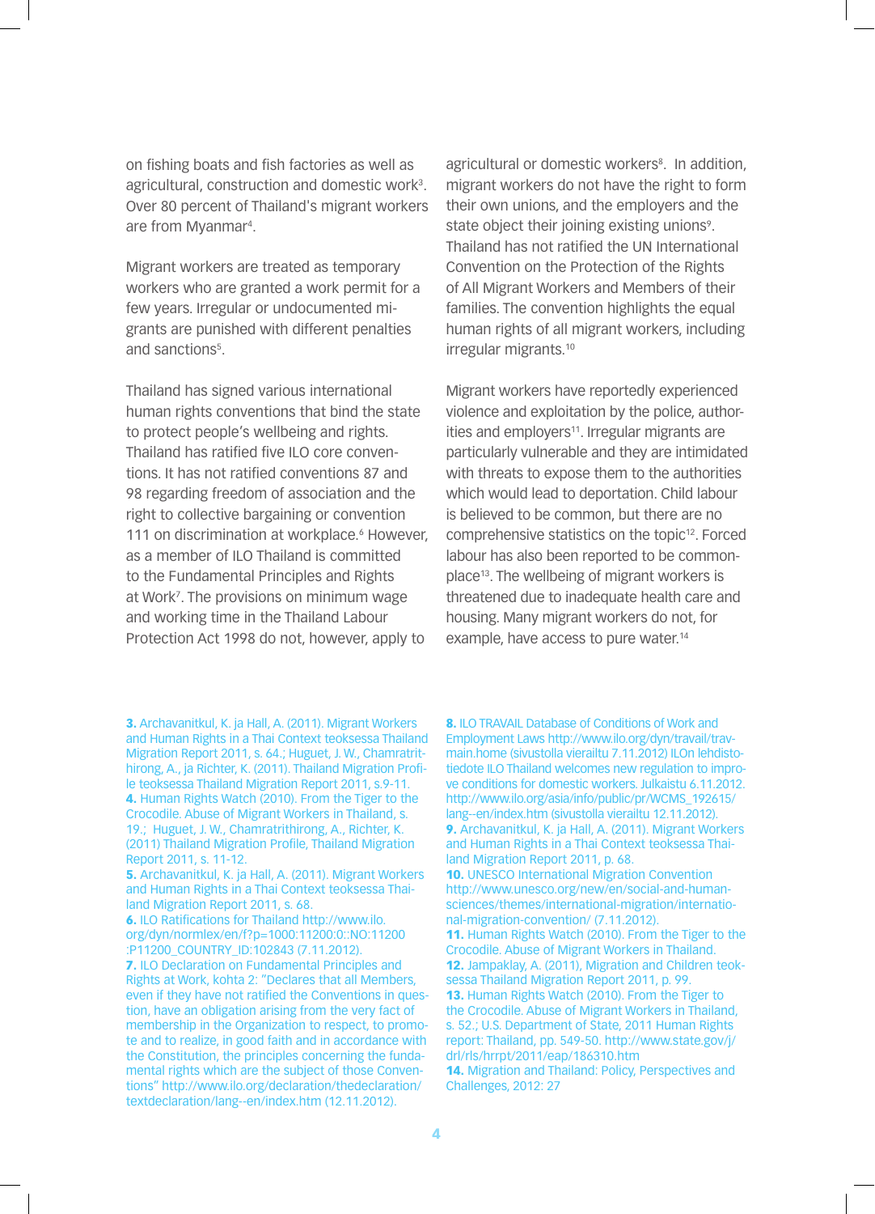on fishing boats and fish factories as well as agricultural, construction and domestic work[3]. Over 80 percent of Thailand's migrant workers are from Myanmar[4].

Migrant workers are treated as temporary workers who are granted a work permit for a few years. Irregular or undocumented migrants are punished with different penalties and sanctions[5].

Thailand has signed various international human rights conventions that bind the state to protect people's wellbeing and rights. Thailand has ratified five ILO core conventions. It has not ratified conventions 87 and 98 regarding freedom of association and the right to collective bargaining or convention 111 on discrimination at workplace.[6] However, as a member of ILO Thailand is committed to the Fundamental Principles and Rights at Work[7]. The provisions on minimum wage and working time in the Thailand Labour Protection Act 1998 do not, however, apply to agricultural or domestic workers[8]. In addition, migrant workers do not have the right to form their own unions, and the employers and the state object their joining existing unions[9]. Thailand has not ratified the UN International Convention on the Protection of the Rights of All Migrant Workers and Members of their families. The convention highlights the equal human rights of all migrant workers, including irregular migrants.[10]

Migrant workers have reportedly experienced violence and exploitation by the police, authorities and employers[11]. Irregular migrants are particularly vulnerable and they are intimidated with threats to expose them to the authorities which would lead to deportation. Child labour is believed to be common, but there are no comprehensive statistics on the topic[12]. Forced labour has also been reported to be commonplace[13]. The wellbeing of migrant workers is threatened due to inadequate health care and housing. Many migrant workers do not, for example, have access to pure water.[14]

**3.** Archavanitkul, K. ja Hall, A. (2011). Migrant Workers and Human Rights in a Thai Context teoksessa Thailand Migration Report 2011, s. 64.; Huguet, J. W., Chamratrithirong, A., ja Richter, K. (2011). Thailand Migration Profile teoksessa Thailand Migration Report 2011, s.9-11.
**4.** Human Rights Watch (2010). From the Tiger to the Crocodile. Abuse of Migrant Workers in Thailand, s. 19.; Huguet, J. W., Chamratrithirong, A., Richter, K. (2011) Thailand Migration Profile, Thailand Migration Report 2011, s. 11-12.
**5.** Archavanitkul, K. ja Hall, A. (2011). Migrant Workers and Human Rights in a Thai Context teoksessa Thailand Migration Report 2011, s. 68.
**6.** ILO Ratifications for Thailand http://www.ilo.org/dyn/normlex/en/f?p=1000:11200:0::NO:11200:P11200_COUNTRY_ID:102843 (7.11.2012).
**7.** ILO Declaration on Fundamental Principles and Rights at Work, kohta 2: "Declares that all Members, even if they have not ratified the Conventions in question, have an obligation arising from the very fact of membership in the Organization to respect, to promote and to realize, in good faith and in accordance with the Constitution, the principles concerning the fundamental rights which are the subject of those Conventions" http://www.ilo.org/declaration/thedeclaration/textdeclaration/lang--en/index.htm (12.11.2012).
**8.** ILO TRAVAIL Database of Conditions of Work and Employment Laws http://www.ilo.org/dyn/travail/travmain.home (sivustolla vierailtu 7.11.2012) ILOn lehdistotiedote ILO Thailand welcomes new regulation to improve conditions for domestic workers. Julkaistu 6.11.2012. http://www.ilo.org/asia/info/public/pr/WCMS_192615/lang--en/index.htm (sivustolla vierailtu 12.11.2012).
**9.** Archavanitkul, K. ja Hall, A. (2011). Migrant Workers and Human Rights in a Thai Context teoksessa Thailand Migration Report 2011, p. 68.
**10.** UNESCO International Migration Convention http://www.unesco.org/new/en/social-and-human-sciences/themes/international-migration/international-migration-convention/ (7.11.2012).
**11.** Human Rights Watch (2010). From the Tiger to the Crocodile. Abuse of Migrant Workers in Thailand.
**12.** Jampaklay, A. (2011), Migration and Children teoksessa Thailand Migration Report 2011, p. 99.
**13.** Human Rights Watch (2010). From the Tiger to the Crocodile. Abuse of Migrant Workers in Thailand, s. 52.; U.S. Department of State, 2011 Human Rights report: Thailand, pp. 549-50. http://www.state.gov/j/drl/rls/hrrpt/2011/eap/186310.htm
**14.** Migration and Thailand: Policy, Perspectives and Challenges, 2012: 27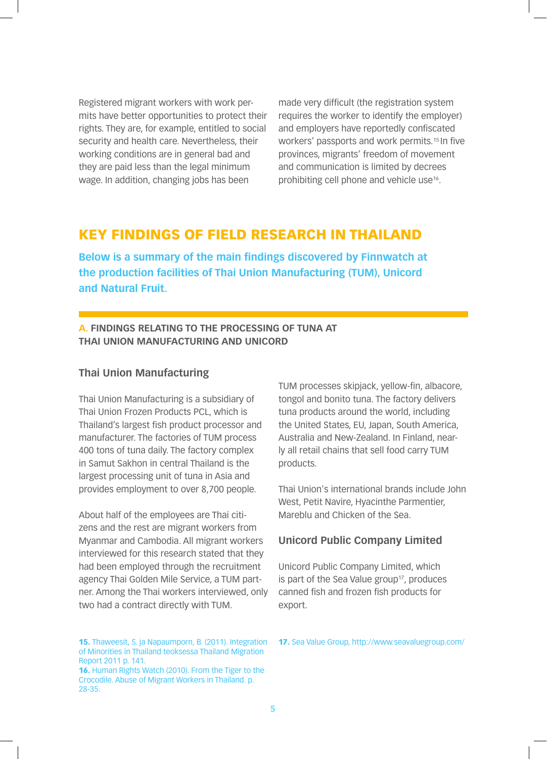Registered migrant workers with work permits have better opportunities to protect their rights. They are, for example, entitled to social security and health care. Nevertheless, their working conditions are in general bad and they are paid less than the legal minimum wage. In addition, changing jobs has been made very difficult (the registration system requires the worker to identify the employer) and employers have reportedly confiscated workers' passports and work permits.[15] In five provinces, migrants' freedom of movement and communication is limited by decrees prohibiting cell phone and vehicle use[16].

# KEY FINDINGS OF FIELD RESEARCH IN THAILAND

**Below is a summary of the main findings discovered by Finnwatch at the production facilities of Thai Union Manufacturing (TUM), Unicord and Natural Fruit.**

## A. FINDINGS RELATING TO THE PROCESSING OF TUNA AT THAI UNION MANUFACTURING AND UNICORD

### Thai Union Manufacturing

Thai Union Manufacturing is a subsidiary of Thai Union Frozen Products PCL, which is Thailand's largest fish product processor and manufacturer. The factories of TUM process 400 tons of tuna daily. The factory complex in Samut Sakhon in central Thailand is the largest processing unit of tuna in Asia and provides employment to over 8,700 people.

About half of the employees are Thai citizens and the rest are migrant workers from Myanmar and Cambodia. All migrant workers interviewed for this research stated that they had been employed through the recruitment agency Thai Golden Mile Service, a TUM partner. Among the Thai workers interviewed, only two had a contract directly with TUM.

TUM processes skipjack, yellow-fin, albacore, tongol and bonito tuna. The factory delivers tuna products around the world, including the United States, EU, Japan, South America, Australia and New-Zealand. In Finland, nearly all retail chains that sell food carry TUM products.

Thai Union's international brands include John West, Petit Navire, Hyacinthe Parmentier, Mareblu and Chicken of the Sea.

### Unicord Public Company Limited

Unicord Public Company Limited, which is part of the Sea Value group[17], produces canned fish and frozen fish products for export.

**15.** Thaweesit, S. ja Napaumporn, B. (2011). Integration of Minorities in Thailand teoksessa Thailand Migration Report 2011 p. 141.
**16.** Human Rights Watch (2010). From the Tiger to the Crocodile. Abuse of Migrant Workers in Thailand. p. 28-35.
**17.** Sea Value Group, http://www.seavaluegroup.com/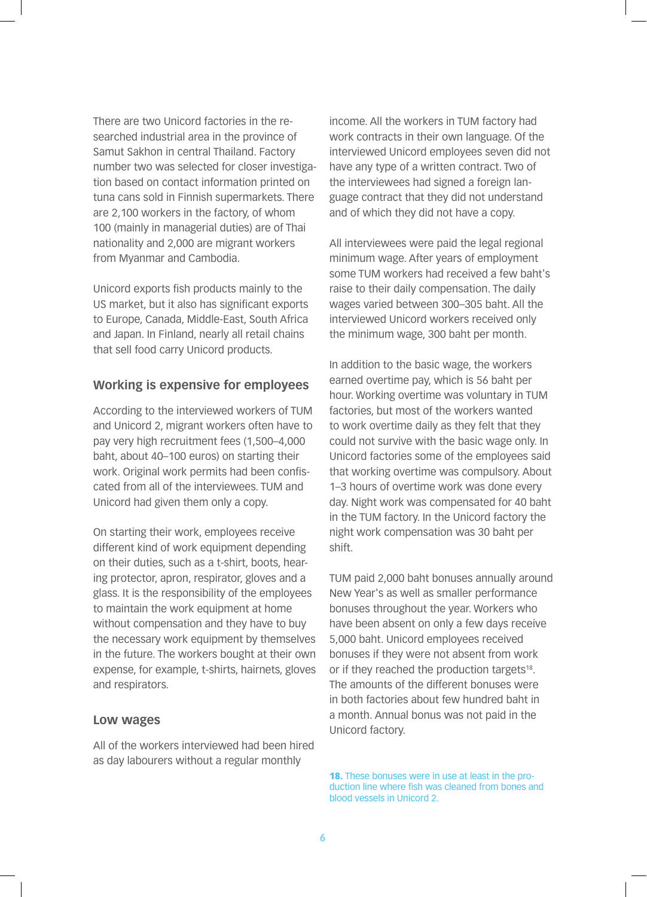There are two Unicord factories in the researched industrial area in the province of Samut Sakhon in central Thailand. Factory number two was selected for closer investigation based on contact information printed on tuna cans sold in Finnish supermarkets. There are 2,100 workers in the factory, of whom 100 (mainly in managerial duties) are of Thai nationality and 2,000 are migrant workers from Myanmar and Cambodia.

Unicord exports fish products mainly to the US market, but it also has significant exports to Europe, Canada, Middle-East, South Africa and Japan. In Finland, nearly all retail chains that sell food carry Unicord products.

## Working is expensive for employees

According to the interviewed workers of TUM and Unicord 2, migrant workers often have to pay very high recruitment fees (1,500–4,000 baht, about 40–100 euros) on starting their work. Original work permits had been confiscated from all of the interviewees. TUM and Unicord had given them only a copy.

On starting their work, employees receive different kind of work equipment depending on their duties, such as a t-shirt, boots, hearing protector, apron, respirator, gloves and a glass. It is the responsibility of the employees to maintain the work equipment at home without compensation and they have to buy the necessary work equipment by themselves in the future. The workers bought at their own expense, for example, t-shirts, hairnets, gloves and respirators.

## Low wages

All of the workers interviewed had been hired as day labourers without a regular monthly income. All the workers in TUM factory had work contracts in their own language. Of the interviewed Unicord employees seven did not have any type of a written contract. Two of the interviewees had signed a foreign language contract that they did not understand and of which they did not have a copy.

All interviewees were paid the legal regional minimum wage. After years of employment some TUM workers had received a few baht's raise to their daily compensation. The daily wages varied between 300–305 baht. All the interviewed Unicord workers received only the minimum wage, 300 baht per month.

In addition to the basic wage, the workers earned overtime pay, which is 56 baht per hour. Working overtime was voluntary in TUM factories, but most of the workers wanted to work overtime daily as they felt that they could not survive with the basic wage only. In Unicord factories some of the employees said that working overtime was compulsory. About 1–3 hours of overtime work was done every day. Night work was compensated for 40 baht in the TUM factory. In the Unicord factory the night work compensation was 30 baht per shift.

TUM paid 2,000 baht bonuses annually around New Year's as well as smaller performance bonuses throughout the year. Workers who have been absent on only a few days receive 5,000 baht. Unicord employees received bonuses if they were not absent from work or if they reached the production targets[18]. The amounts of the different bonuses were in both factories about few hundred baht in a month. Annual bonus was not paid in the Unicord factory.

**18.** These bonuses were in use at least in the production line where fish was cleaned from bones and blood vessels in Unicord 2.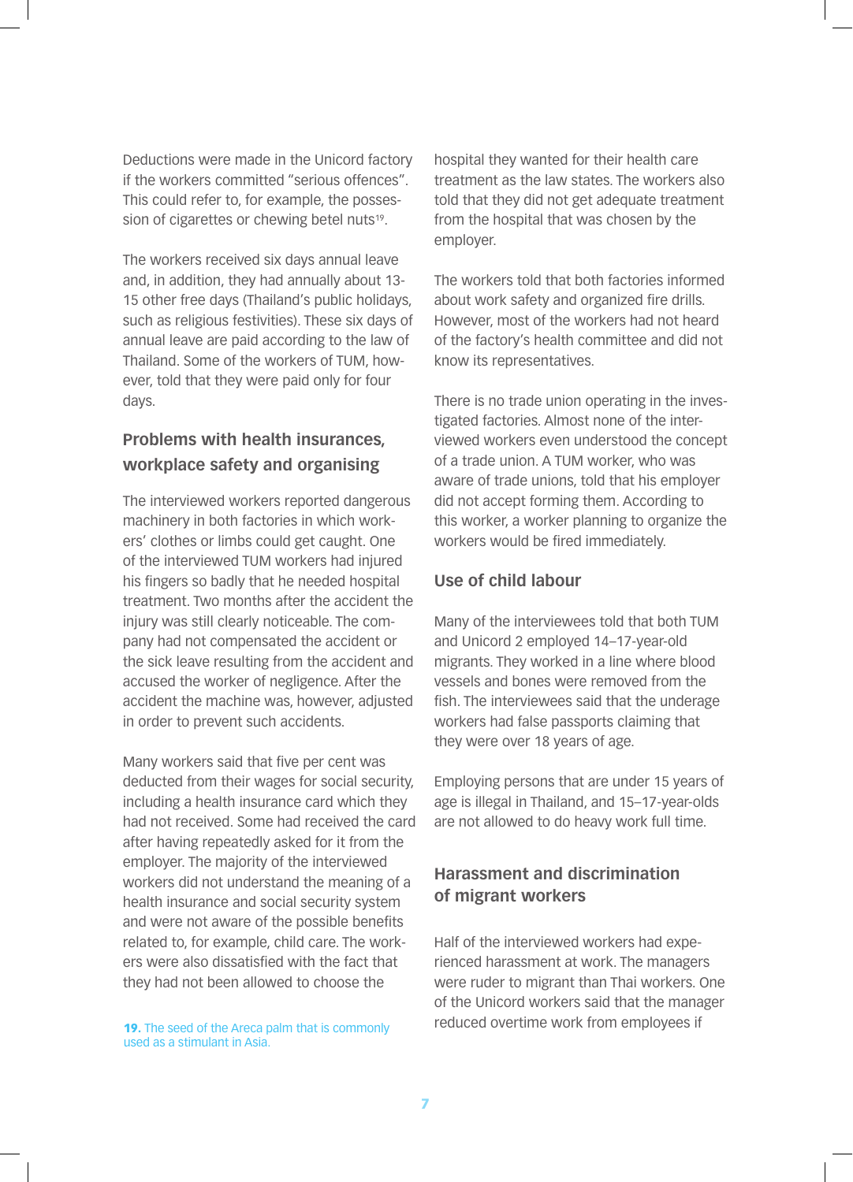Deductions were made in the Unicord factory if the workers committed "serious offences". This could refer to, for example, the possession of cigarettes or chewing betel nuts[19].

The workers received six days annual leave and, in addition, they had annually about 13-15 other free days (Thailand's public holidays, such as religious festivities). These six days of annual leave are paid according to the law of Thailand. Some of the workers of TUM, however, told that they were paid only for four days.

## Problems with health insurances, workplace safety and organising

The interviewed workers reported dangerous machinery in both factories in which workers' clothes or limbs could get caught. One of the interviewed TUM workers had injured his fingers so badly that he needed hospital treatment. Two months after the accident the injury was still clearly noticeable. The company had not compensated the accident or the sick leave resulting from the accident and accused the worker of negligence. After the accident the machine was, however, adjusted in order to prevent such accidents.

Many workers said that five per cent was deducted from their wages for social security, including a health insurance card which they had not received. Some had received the card after having repeatedly asked for it from the employer. The majority of the interviewed workers did not understand the meaning of a health insurance and social security system and were not aware of the possible benefits related to, for example, child care. The workers were also dissatisfied with the fact that they had not been allowed to choose the hospital they wanted for their health care treatment as the law states. The workers also told that they did not get adequate treatment from the hospital that was chosen by the employer.

The workers told that both factories informed about work safety and organized fire drills. However, most of the workers had not heard of the factory's health committee and did not know its representatives.

There is no trade union operating in the investigated factories. Almost none of the interviewed workers even understood the concept of a trade union. A TUM worker, who was aware of trade unions, told that his employer did not accept forming them. According to this worker, a worker planning to organize the workers would be fired immediately.

## Use of child labour

Many of the interviewees told that both TUM and Unicord 2 employed 14–17-year-old migrants. They worked in a line where blood vessels and bones were removed from the fish. The interviewees said that the underage workers had false passports claiming that they were over 18 years of age.

Employing persons that are under 15 years of age is illegal in Thailand, and 15–17-year-olds are not allowed to do heavy work full time.

## Harassment and discrimination of migrant workers

Half of the interviewed workers had experienced harassment at work. The managers were ruder to migrant than Thai workers. One of the Unicord workers said that the manager reduced overtime work from employees if

---

19. The seed of the Areca palm that is commonly used as a stimulant in Asia.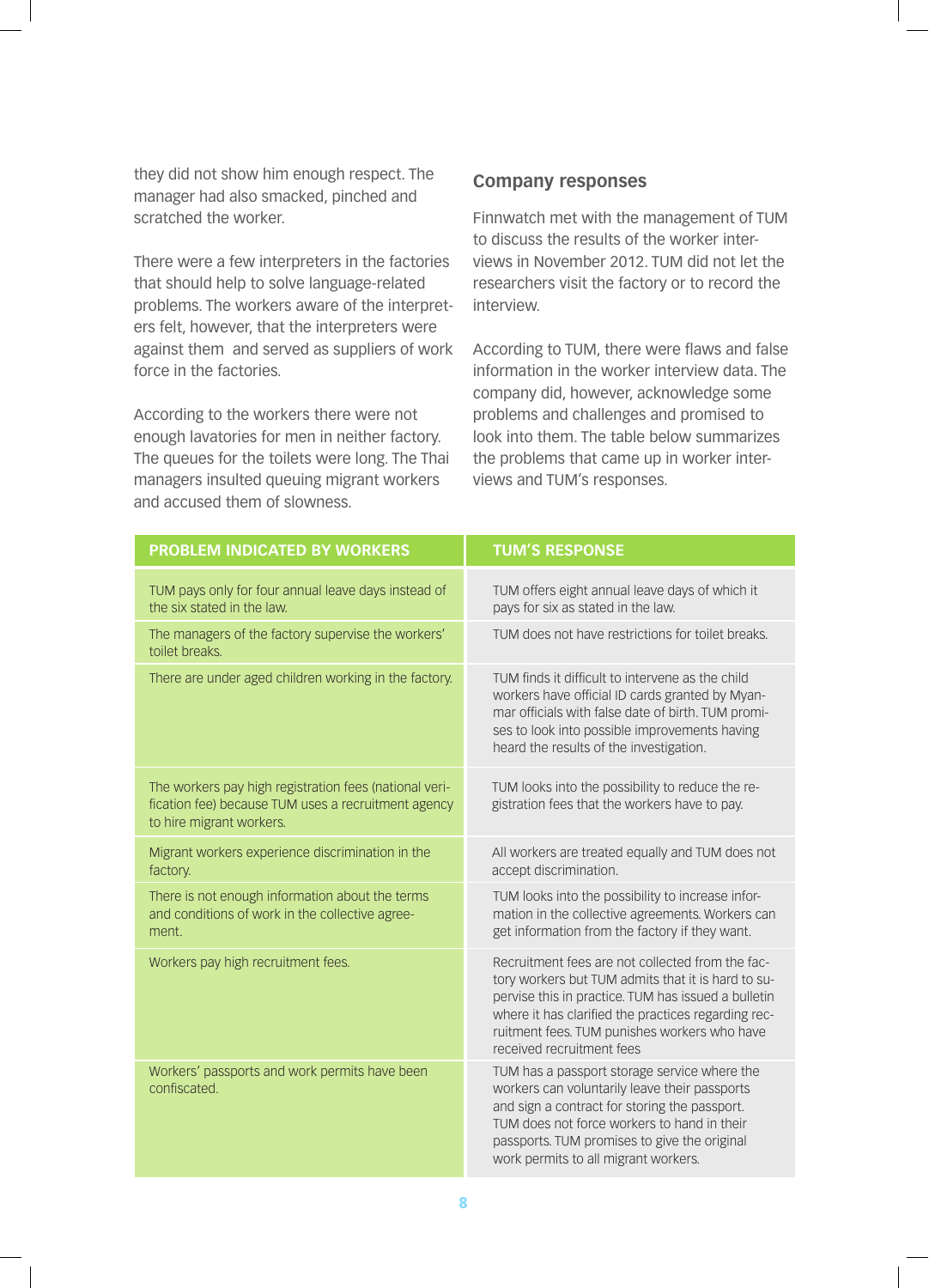they did not show him enough respect. The manager had also smacked, pinched and scratched the worker.

There were a few interpreters in the factories that should help to solve language-related problems. The workers aware of the interpreters felt, however, that the interpreters were against them and served as suppliers of work force in the factories.

According to the workers there were not enough lavatories for men in neither factory. The queues for the toilets were long. The Thai managers insulted queuing migrant workers and accused them of slowness.

## Company responses

Finnwatch met with the management of TUM to discuss the results of the worker interviews in November 2012. TUM did not let the researchers visit the factory or to record the interview.

According to TUM, there were flaws and false information in the worker interview data. The company did, however, acknowledge some problems and challenges and promised to look into them. The table below summarizes the problems that came up in worker interviews and TUM's responses.

| PROBLEM INDICATED BY WORKERS | TUM'S RESPONSE |
|---|---|
| TUM pays only for four annual leave days instead of the six stated in the law. | TUM offers eight annual leave days of which it pays for six as stated in the law. |
| The managers of the factory supervise the workers' toilet breaks. | TUM does not have restrictions for toilet breaks. |
| There are under aged children working in the factory. | TUM finds it difficult to intervene as the child workers have official ID cards granted by Myanmar officials with false date of birth. TUM promises to look into possible improvements having heard the results of the investigation. |
| The workers pay high registration fees (national verification fee) because TUM uses a recruitment agency to hire migrant workers. | TUM looks into the possibility to reduce the registration fees that the workers have to pay. |
| Migrant workers experience discrimination in the factory. | All workers are treated equally and TUM does not accept discrimination. |
| There is not enough information about the terms and conditions of work in the collective agreement. | TUM looks into the possibility to increase information in the collective agreements. Workers can get information from the factory if they want. |
| Workers pay high recruitment fees. | Recruitment fees are not collected from the factory workers but TUM admits that it is hard to supervise this in practice. TUM has issued a bulletin where it has clarified the practices regarding recruitment fees. TUM punishes workers who have received recruitment fees |
| Workers' passports and work permits have been confiscated. | TUM has a passport storage service where the workers can voluntarily leave their passports and sign a contract for storing the passport. TUM does not force workers to hand in their passports. TUM promises to give the original work permits to all migrant workers. |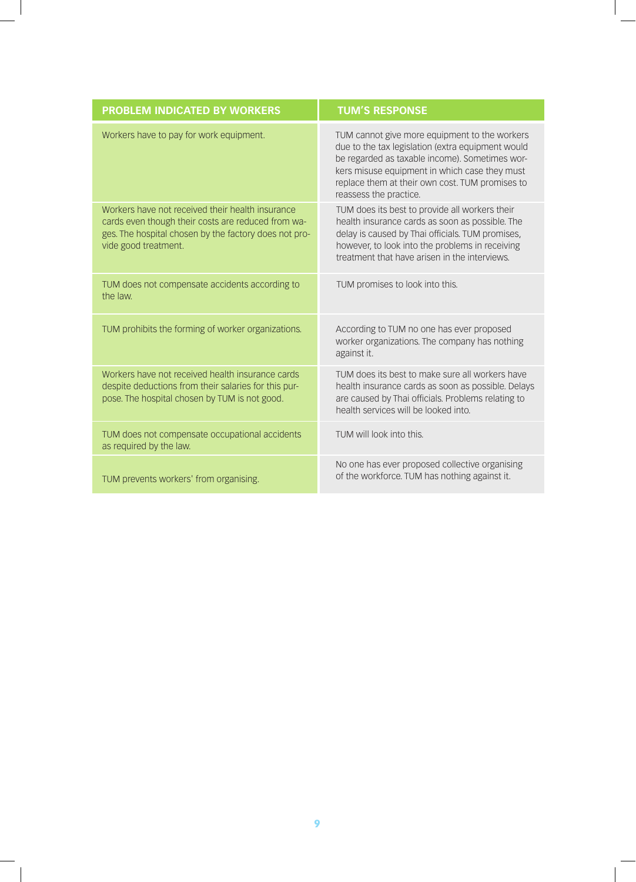| PROBLEM INDICATED BY WORKERS | TUM'S RESPONSE |
|---|---|
| Workers have to pay for work equipment. | TUM cannot give more equipment to the workers due to the tax legislation (extra equipment would be regarded as taxable income). Sometimes workers misuse equipment in which case they must replace them at their own cost. TUM promises to reassess the practice. |
| Workers have not received their health insurance cards even though their costs are reduced from wages. The hospital chosen by the factory does not provide good treatment. | TUM does its best to provide all workers their health insurance cards as soon as possible. The delay is caused by Thai officials. TUM promises, however, to look into the problems in receiving treatment that have arisen in the interviews. |
| TUM does not compensate accidents according to the law. | TUM promises to look into this. |
| TUM prohibits the forming of worker organizations. | According to TUM no one has ever proposed worker organizations. The company has nothing against it. |
| Workers have not received health insurance cards despite deductions from their salaries for this purpose. The hospital chosen by TUM is not good. | TUM does its best to make sure all workers have health insurance cards as soon as possible. Delays are caused by Thai officials. Problems relating to health services will be looked into. |
| TUM does not compensate occupational accidents as required by the law. | TUM will look into this. |
| TUM prevents workers' from organising. | No one has ever proposed collective organising of the workforce. TUM has nothing against it. |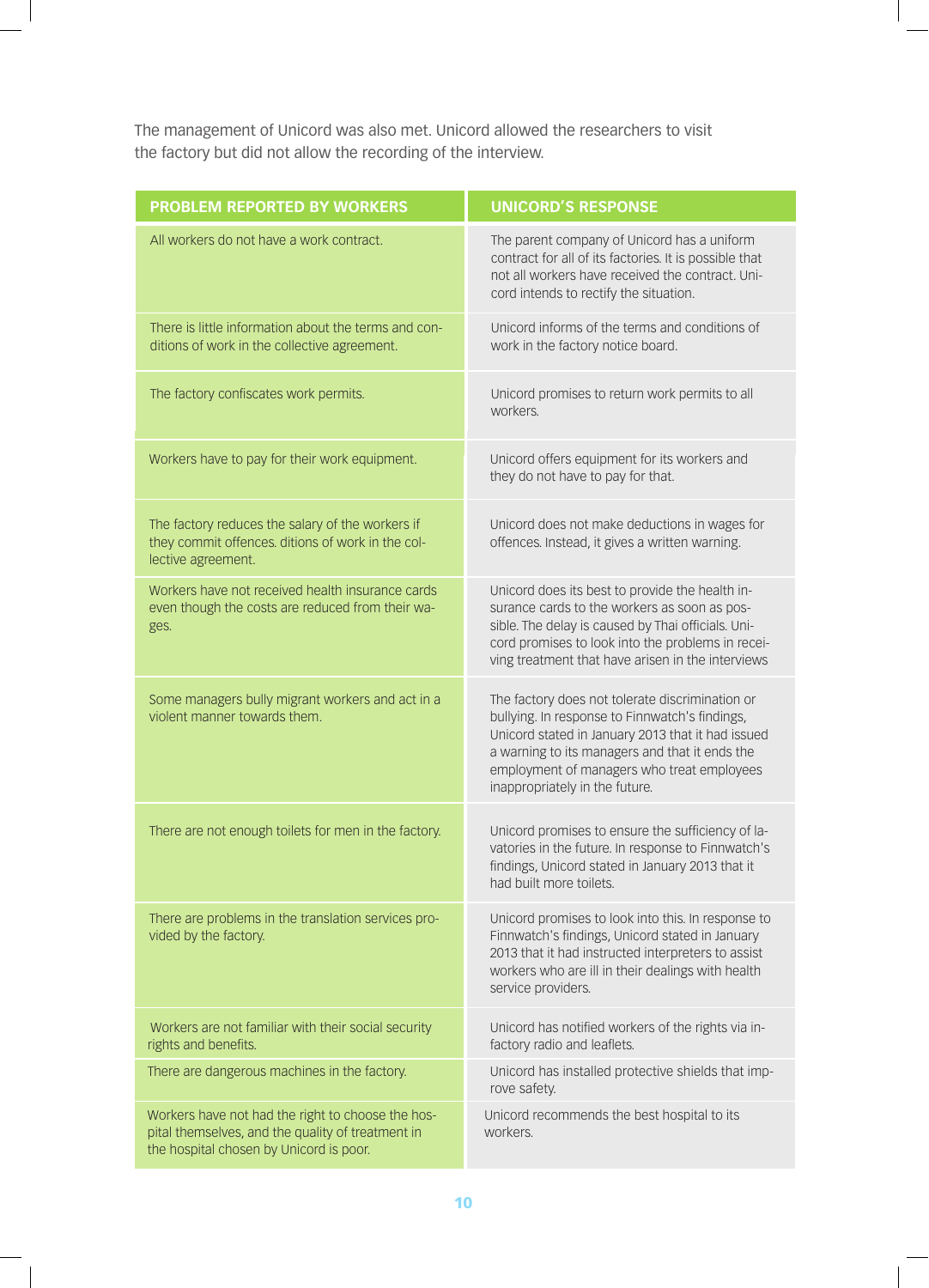The management of Unicord was also met. Unicord allowed the researchers to visit the factory but did not allow the recording of the interview.

| PROBLEM REPORTED BY WORKERS | UNICORD'S RESPONSE |
| --- | --- |
| All workers do not have a work contract. | The parent company of Unicord has a uniform contract for all of its factories. It is possible that not all workers have received the contract. Unicord intends to rectify the situation. |
| There is little information about the terms and conditions of work in the collective agreement. | Unicord informs of the terms and conditions of work in the factory notice board. |
| The factory confiscates work permits. | Unicord promises to return work permits to all workers. |
| Workers have to pay for their work equipment. | Unicord offers equipment for its workers and they do not have to pay for that. |
| The factory reduces the salary of the workers if they commit offences. ditions of work in the collective agreement. | Unicord does not make deductions in wages for offences. Instead, it gives a written warning. |
| Workers have not received health insurance cards even though the costs are reduced from their wages. | Unicord does its best to provide the health insurance cards to the workers as soon as possible. The delay is caused by Thai officials. Unicord promises to look into the problems in receiving treatment that have arisen in the interviews |
| Some managers bully migrant workers and act in a violent manner towards them. | The factory does not tolerate discrimination or bullying. In response to Finnwatch's findings, Unicord stated in January 2013 that it had issued a warning to its managers and that it ends the employment of managers who treat employees inappropriately in the future. |
| There are not enough toilets for men in the factory. | Unicord promises to ensure the sufficiency of lavatories in the future. In response to Finnwatch's findings, Unicord stated in January 2013 that it had built more toilets. |
| There are problems in the translation services provided by the factory. | Unicord promises to look into this. In response to Finnwatch's findings, Unicord stated in January 2013 that it had instructed interpreters to assist workers who are ill in their dealings with health service providers. |
| Workers are not familiar with their social security rights and benefits. | Unicord has notified workers of the rights via in-factory radio and leaflets. |
| There are dangerous machines in the factory. | Unicord has installed protective shields that improve safety. |
| Workers have not had the right to choose the hospital themselves, and the quality of treatment in the hospital chosen by Unicord is poor. | Unicord recommends the best hospital to its workers. |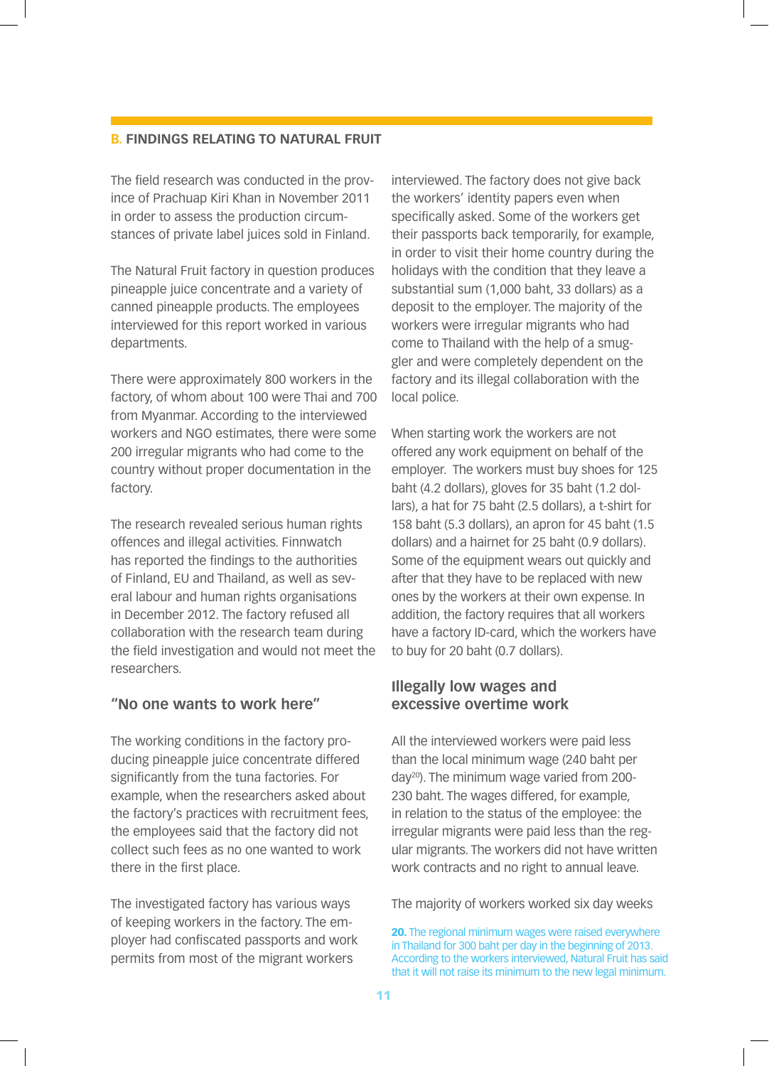## B. FINDINGS RELATING TO NATURAL FRUIT

The field research was conducted in the province of Prachuap Kiri Khan in November 2011 in order to assess the production circumstances of private label juices sold in Finland.

The Natural Fruit factory in question produces pineapple juice concentrate and a variety of canned pineapple products. The employees interviewed for this report worked in various departments.

There were approximately 800 workers in the factory, of whom about 100 were Thai and 700 from Myanmar. According to the interviewed workers and NGO estimates, there were some 200 irregular migrants who had come to the country without proper documentation in the factory.

The research revealed serious human rights offences and illegal activities. Finnwatch has reported the findings to the authorities of Finland, EU and Thailand, as well as several labour and human rights organisations in December 2012. The factory refused all collaboration with the research team during the field investigation and would not meet the researchers.

### "No one wants to work here"

The working conditions in the factory producing pineapple juice concentrate differed significantly from the tuna factories. For example, when the researchers asked about the factory's practices with recruitment fees, the employees said that the factory did not collect such fees as no one wanted to work there in the first place.

The investigated factory has various ways of keeping workers in the factory. The employer had confiscated passports and work permits from most of the migrant workers interviewed. The factory does not give back the workers' identity papers even when specifically asked. Some of the workers get their passports back temporarily, for example, in order to visit their home country during the holidays with the condition that they leave a substantial sum (1,000 baht, 33 dollars) as a deposit to the employer. The majority of the workers were irregular migrants who had come to Thailand with the help of a smuggler and were completely dependent on the factory and its illegal collaboration with the local police.

When starting work the workers are not offered any work equipment on behalf of the employer. The workers must buy shoes for 125 baht (4.2 dollars), gloves for 35 baht (1.2 dollars), a hat for 75 baht (2.5 dollars), a t-shirt for 158 baht (5.3 dollars), an apron for 45 baht (1.5 dollars) and a hairnet for 25 baht (0.9 dollars). Some of the equipment wears out quickly and after that they have to be replaced with new ones by the workers at their own expense. In addition, the factory requires that all workers have a factory ID-card, which the workers have to buy for 20 baht (0.7 dollars).

### Illegally low wages and excessive overtime work

All the interviewed workers were paid less than the local minimum wage (240 baht per day[20]). The minimum wage varied from 200-230 baht. The wages differed, for example, in relation to the status of the employee: the irregular migrants were paid less than the regular migrants. The workers did not have written work contracts and no right to annual leave.

The majority of workers worked six day weeks

**20.** The regional minimum wages were raised everywhere in Thailand for 300 baht per day in the beginning of 2013. According to the workers interviewed, Natural Fruit has said that it will not raise its minimum to the new legal minimum.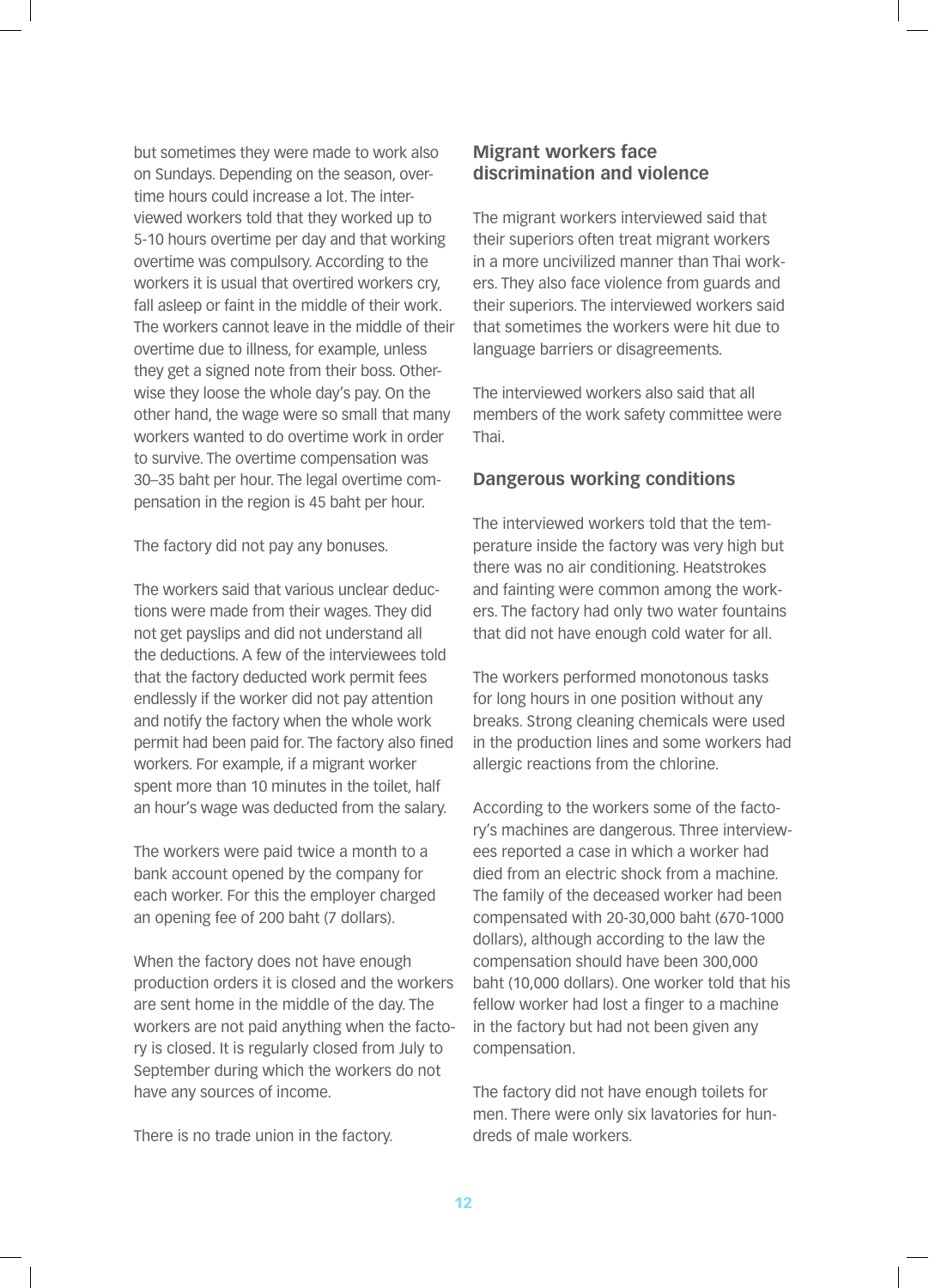but sometimes they were made to work also on Sundays. Depending on the season, overtime hours could increase a lot. The interviewed workers told that they worked up to 5-10 hours overtime per day and that working overtime was compulsory. According to the workers it is usual that overtired workers cry, fall asleep or faint in the middle of their work. The workers cannot leave in the middle of their overtime due to illness, for example, unless they get a signed note from their boss. Otherwise they loose the whole day's pay. On the other hand, the wage were so small that many workers wanted to do overtime work in order to survive. The overtime compensation was 30–35 baht per hour. The legal overtime compensation in the region is 45 baht per hour.

The factory did not pay any bonuses.

The workers said that various unclear deductions were made from their wages. They did not get payslips and did not understand all the deductions. A few of the interviewees told that the factory deducted work permit fees endlessly if the worker did not pay attention and notify the factory when the whole work permit had been paid for. The factory also fined workers. For example, if a migrant worker spent more than 10 minutes in the toilet, half an hour's wage was deducted from the salary.

The workers were paid twice a month to a bank account opened by the company for each worker. For this the employer charged an opening fee of 200 baht (7 dollars).

When the factory does not have enough production orders it is closed and the workers are sent home in the middle of the day. The workers are not paid anything when the factory is closed. It is regularly closed from July to September during which the workers do not have any sources of income.

There is no trade union in the factory.

## Migrant workers face discrimination and violence

The migrant workers interviewed said that their superiors often treat migrant workers in a more uncivilized manner than Thai workers. They also face violence from guards and their superiors. The interviewed workers said that sometimes the workers were hit due to language barriers or disagreements.

The interviewed workers also said that all members of the work safety committee were Thai.

## Dangerous working conditions

The interviewed workers told that the temperature inside the factory was very high but there was no air conditioning. Heatstrokes and fainting were common among the workers. The factory had only two water fountains that did not have enough cold water for all.

The workers performed monotonous tasks for long hours in one position without any breaks. Strong cleaning chemicals were used in the production lines and some workers had allergic reactions from the chlorine.

According to the workers some of the factory's machines are dangerous. Three interviewees reported a case in which a worker had died from an electric shock from a machine. The family of the deceased worker had been compensated with 20-30,000 baht (670-1000 dollars), although according to the law the compensation should have been 300,000 baht (10,000 dollars). One worker told that his fellow worker had lost a finger to a machine in the factory but had not been given any compensation.

The factory did not have enough toilets for men. There were only six lavatories for hundreds of male workers.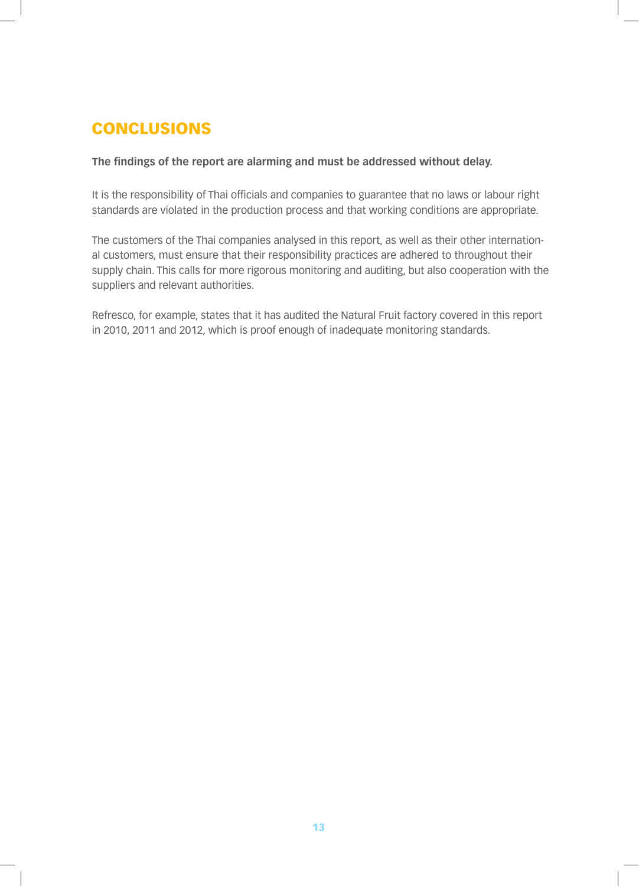## CONCLUSIONS

**The findings of the report are alarming and must be addressed without delay.**

It is the responsibility of Thai officials and companies to guarantee that no laws or labour right standards are violated in the production process and that working conditions are appropriate.

The customers of the Thai companies analysed in this report, as well as their other international customers, must ensure that their responsibility practices are adhered to throughout their supply chain. This calls for more rigorous monitoring and auditing, but also cooperation with the suppliers and relevant authorities.

Refresco, for example, states that it has audited the Natural Fruit factory covered in this report in 2010, 2011 and 2012, which is proof enough of inadequate monitoring standards.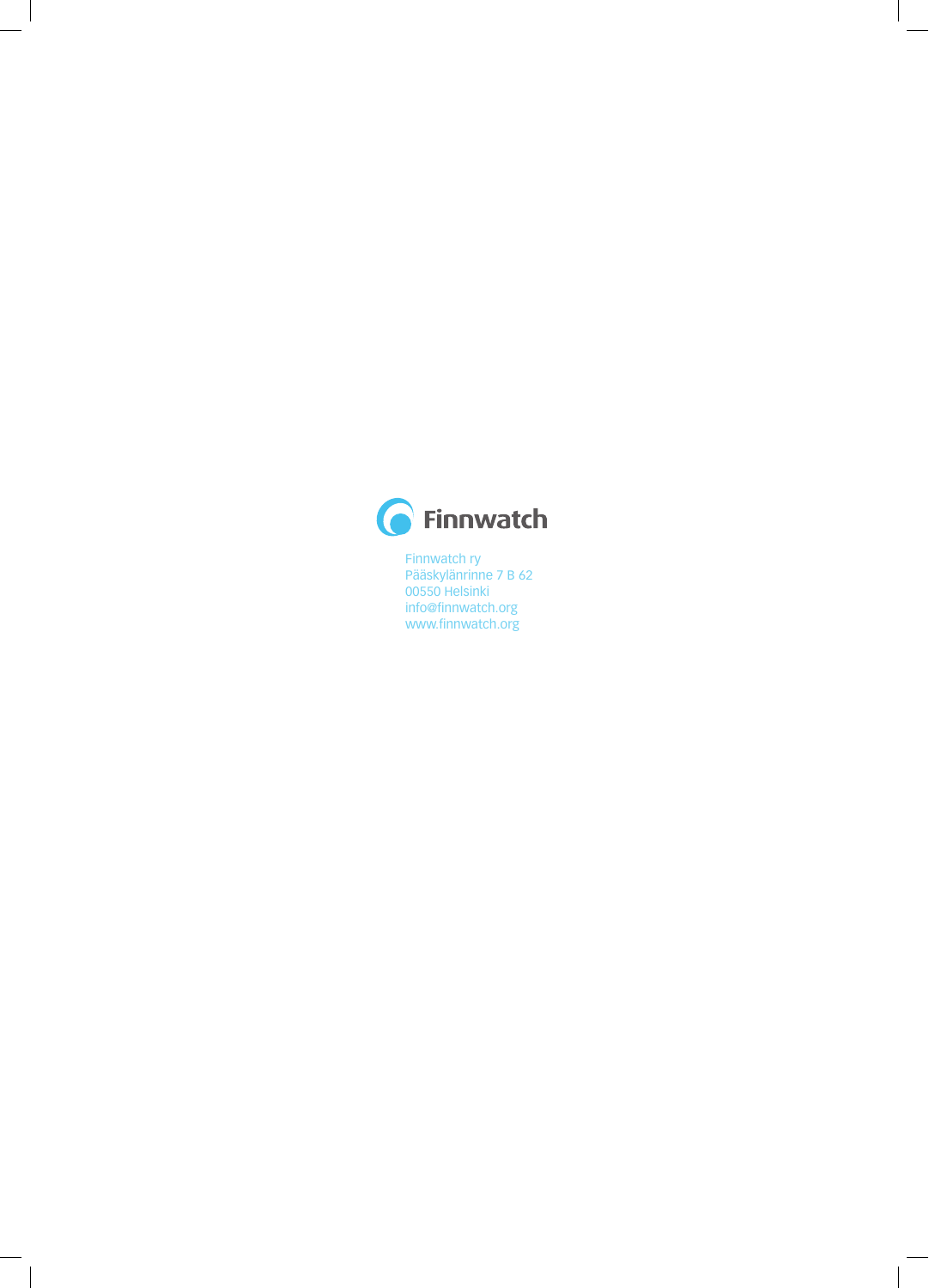Finnwatch

Finnwatch ry
Pääskylänrinne 7 B 62
00550 Helsinki
info@finnwatch.org
www.finnwatch.org